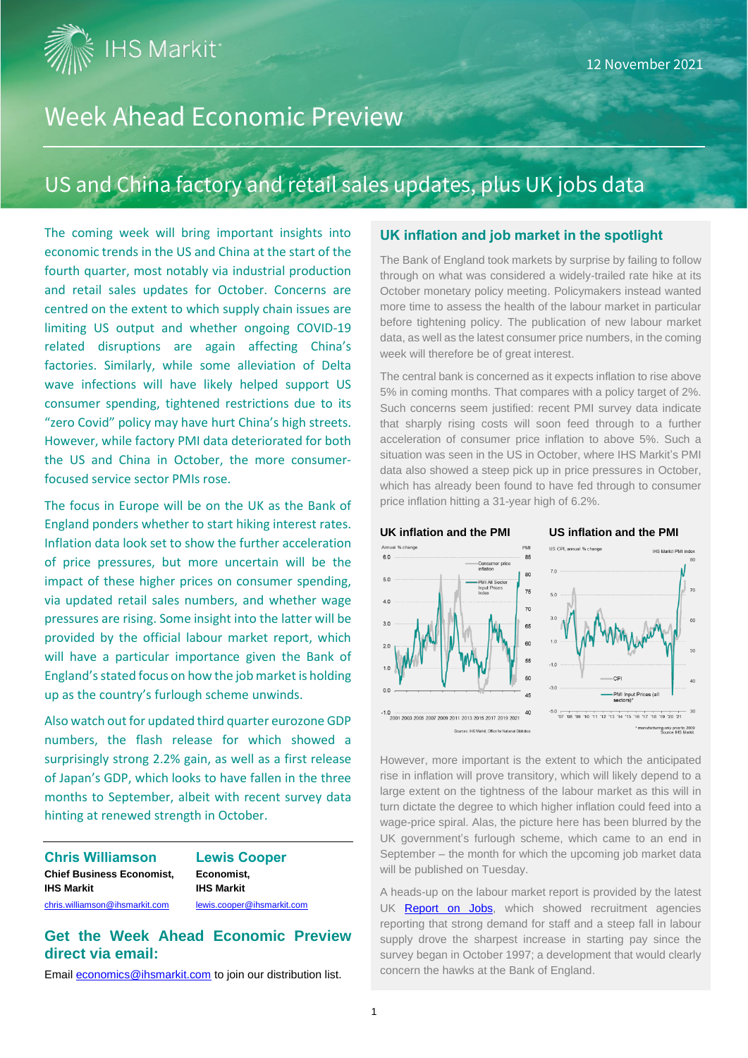12 November 2021

# Week Ahead Economic Preview

## US and China factory and retail sales updates, plus UK jobs data

The coming week will bring important insights into economic trends in the US and China at the start of the fourth quarter, most notably via industrial production and retail sales updates for October. Concerns are centred on the extent to which supply chain issues are limiting US output and whether ongoing COVID-19 related disruptions are again affecting China's factories. Similarly, while some alleviation of Delta wave infections will have likely helped support US consumer spending, tightened restrictions due to its "zero Covid" policy may have hurt China's high streets. However, while factory PMI data deteriorated for both the US and China in October, the more consumer-focused service sector PMIs rose.

The focus in Europe will be on the UK as the Bank of England ponders whether to start hiking interest rates. Inflation data look set to show the further acceleration of price pressures, but more uncertain will be the impact of these higher prices on consumer spending, via updated retail sales numbers, and whether wage pressures are rising. Some insight into the latter will be provided by the official labour market report, which will have a particular importance given the Bank of England's stated focus on how the job market is holding up as the country's furlough scheme unwinds.

Also watch out for updated third quarter eurozone GDP numbers, the flash release for which showed a surprisingly strong 2.2% gain, as well as a first release of Japan's GDP, which looks to have fallen in the three months to September, albeit with recent survey data hinting at renewed strength in October.

**Chris Williamson**
**Chief Business Economist, IHS Markit**
chris.williamson@ihsmarkit.com

**Lewis Cooper**
**Economist, IHS Markit**
lewis.cooper@ihsmarkit.com

### Get the Week Ahead Economic Preview direct via email:

Email economics@ihsmarkit.com to join our distribution list.

### UK inflation and job market in the spotlight

The Bank of England took markets by surprise by failing to follow through on what was considered a widely-trailed rate hike at its October monetary policy meeting. Policymakers instead wanted more time to assess the health of the labour market in particular before tightening policy. The publication of new labour market data, as well as the latest consumer price numbers, in the coming week will therefore be of great interest.

The central bank is concerned as it expects inflation to rise above 5% in coming months. That compares with a policy target of 2%. Such concerns seem justified: recent PMI survey data indicate that sharply rising costs will soon feed through to a further acceleration of consumer price inflation to above 5%. Such a situation was seen in the US in October, where IHS Markit's PMI data also showed a steep pick up in price pressures in October, which has already been found to have fed through to consumer price inflation hitting a 31-year high of 6.2%.

**UK inflation and the PMI**

Sources: IHS Markit, Office for National Statistics

**US inflation and the PMI**

\* manufacturing only prior to 2009. Source: IHS Markit.

However, more important is the extent to which the anticipated rise in inflation will prove transitory, which will likely depend to a large extent on the tightness of the labour market as this will in turn dictate the degree to which higher inflation could feed into a wage-price spiral. Alas, the picture here has been blurred by the UK government's furlough scheme, which came to an end in September – the month for which the upcoming job market data will be published on Tuesday.

A heads-up on the labour market report is provided by the latest UK Report on Jobs, which showed recruitment agencies reporting that strong demand for staff and a steep fall in labour supply drove the sharpest increase in starting pay since the survey began in October 1997; a development that would clearly concern the hawks at the Bank of England.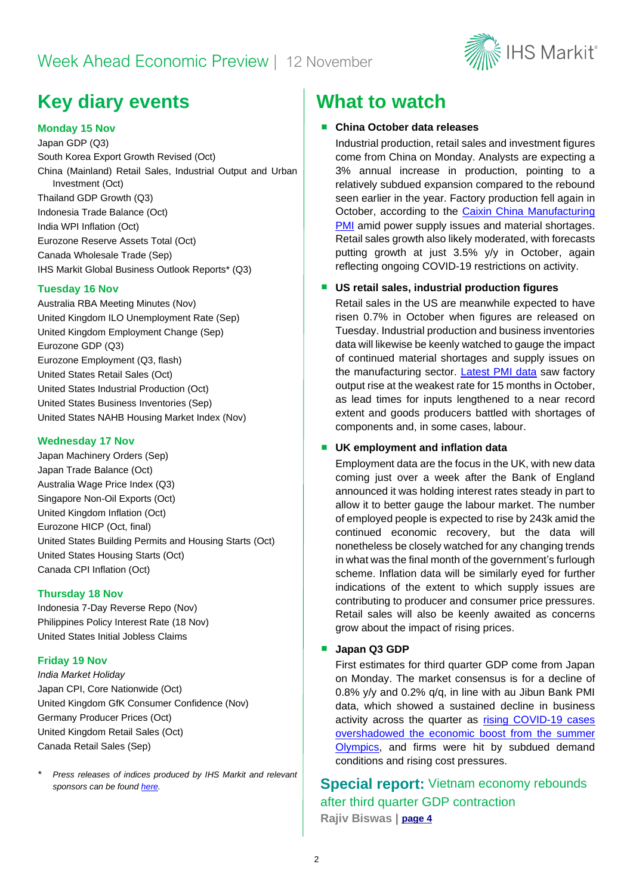# Week Ahead Economic Preview | 12 November

## Key diary events

### Monday 15 Nov

Japan GDP (Q3)
South Korea Export Growth Revised (Oct)
China (Mainland) Retail Sales, Industrial Output and Urban Investment (Oct)
Thailand GDP Growth (Q3)
Indonesia Trade Balance (Oct)
India WPI Inflation (Oct)
Eurozone Reserve Assets Total (Oct)
Canada Wholesale Trade (Sep)
IHS Markit Global Business Outlook Reports* (Q3)

### Tuesday 16 Nov

Australia RBA Meeting Minutes (Nov)
United Kingdom ILO Unemployment Rate (Sep)
United Kingdom Employment Change (Sep)
Eurozone GDP (Q3)
Eurozone Employment (Q3, flash)
United States Retail Sales (Oct)
United States Industrial Production (Oct)
United States Business Inventories (Sep)
United States NAHB Housing Market Index (Nov)

### Wednesday 17 Nov

Japan Machinery Orders (Sep)
Japan Trade Balance (Oct)
Australia Wage Price Index (Q3)
Singapore Non-Oil Exports (Oct)
United Kingdom Inflation (Oct)
Eurozone HICP (Oct, final)
United States Building Permits and Housing Starts (Oct)
United States Housing Starts (Oct)
Canada CPI Inflation (Oct)

### Thursday 18 Nov

Indonesia 7-Day Reverse Repo (Nov)
Philippines Policy Interest Rate (18 Nov)
United States Initial Jobless Claims

### Friday 19 Nov

*India Market Holiday*
Japan CPI, Core Nationwide (Oct)
United Kingdom GfK Consumer Confidence (Nov)
Germany Producer Prices (Oct)
United Kingdom Retail Sales (Oct)
Canada Retail Sales (Sep)

\* *Press releases of indices produced by IHS Markit and relevant sponsors can be found here.*

## What to watch

- **China October data releases**

  Industrial production, retail sales and investment figures come from China on Monday. Analysts are expecting a 3% annual increase in production, pointing to a relatively subdued expansion compared to the rebound seen earlier in the year. Factory production fell again in October, according to the Caixin China Manufacturing PMI amid power supply issues and material shortages. Retail sales growth also likely moderated, with forecasts putting growth at just 3.5% y/y in October, again reflecting ongoing COVID-19 restrictions on activity.

- **US retail sales, industrial production figures**

  Retail sales in the US are meanwhile expected to have risen 0.7% in October when figures are released on Tuesday. Industrial production and business inventories data will likewise be keenly watched to gauge the impact of continued material shortages and supply issues on the manufacturing sector. Latest PMI data saw factory output rise at the weakest rate for 15 months in October, as lead times for inputs lengthened to a near record extent and goods producers battled with shortages of components and, in some cases, labour.

- **UK employment and inflation data**

  Employment data are the focus in the UK, with new data coming just over a week after the Bank of England announced it was holding interest rates steady in part to allow it to better gauge the labour market. The number of employed people is expected to rise by 243k amid the continued economic recovery, but the data will nonetheless be closely watched for any changing trends in what was the final month of the government's furlough scheme. Inflation data will be similarly eyed for further indications of the extent to which supply issues are contributing to producer and consumer price pressures. Retail sales will also be keenly awaited as concerns grow about the impact of rising prices.

- **Japan Q3 GDP**

  First estimates for third quarter GDP come from Japan on Monday. The market consensus is for a decline of 0.8% y/y and 0.2% q/q, in line with au Jibun Bank PMI data, which showed a sustained decline in business activity across the quarter as rising COVID-19 cases overshadowed the economic boost from the summer Olympics, and firms were hit by subdued demand conditions and rising cost pressures.

## Special report: Vietnam economy rebounds after third quarter GDP contraction

**Rajiv Biswas | page 4**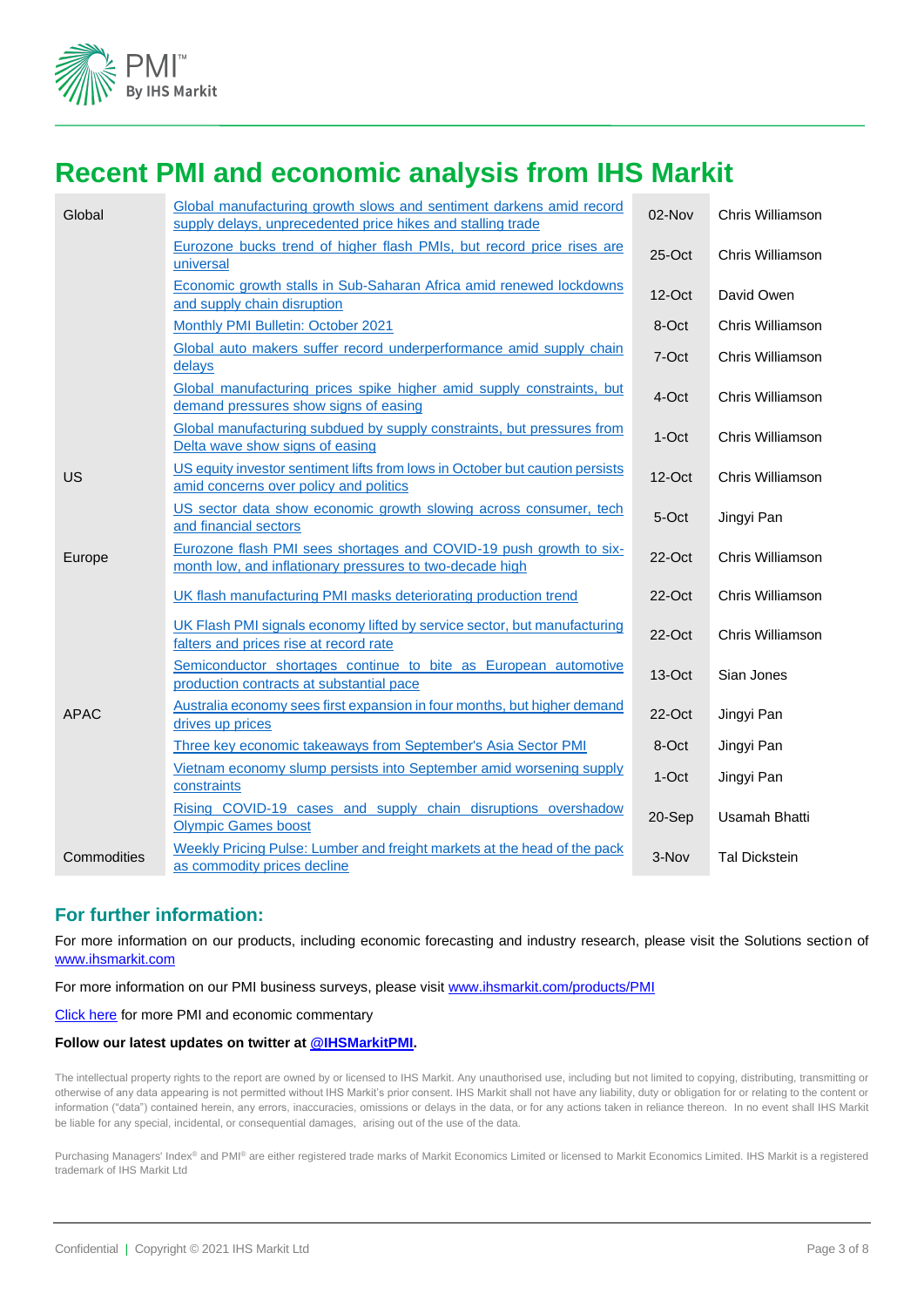# Recent PMI and economic analysis from IHS Markit

| | | | |
|---|---|---|---|
| Global | Global manufacturing growth slows and sentiment darkens amid record supply delays, unprecedented price hikes and stalling trade | 02-Nov | Chris Williamson |
| | Eurozone bucks trend of higher flash PMIs, but record price rises are universal | 25-Oct | Chris Williamson |
| | Economic growth stalls in Sub-Saharan Africa amid renewed lockdowns and supply chain disruption | 12-Oct | David Owen |
| | Monthly PMI Bulletin: October 2021 | 8-Oct | Chris Williamson |
| | Global auto makers suffer record underperformance amid supply chain delays | 7-Oct | Chris Williamson |
| | Global manufacturing prices spike higher amid supply constraints, but demand pressures show signs of easing | 4-Oct | Chris Williamson |
| | Global manufacturing subdued by supply constraints, but pressures from Delta wave show signs of easing | 1-Oct | Chris Williamson |
| US | US equity investor sentiment lifts from lows in October but caution persists amid concerns over policy and politics | 12-Oct | Chris Williamson |
| | US sector data show economic growth slowing across consumer, tech and financial sectors | 5-Oct | Jingyi Pan |
| Europe | Eurozone flash PMI sees shortages and COVID-19 push growth to six-month low, and inflationary pressures to two-decade high | 22-Oct | Chris Williamson |
| | UK flash manufacturing PMI masks deteriorating production trend | 22-Oct | Chris Williamson |
| | UK Flash PMI signals economy lifted by service sector, but manufacturing falters and prices rise at record rate | 22-Oct | Chris Williamson |
| | Semiconductor shortages continue to bite as European automotive production contracts at substantial pace | 13-Oct | Sian Jones |
| APAC | Australia economy sees first expansion in four months, but higher demand drives up prices | 22-Oct | Jingyi Pan |
| | Three key economic takeaways from September's Asia Sector PMI | 8-Oct | Jingyi Pan |
| | Vietnam economy slump persists into September amid worsening supply constraints | 1-Oct | Jingyi Pan |
| | Rising COVID-19 cases and supply chain disruptions overshadow Olympic Games boost | 20-Sep | Usamah Bhatti |
| Commodities | Weekly Pricing Pulse: Lumber and freight markets at the head of the pack as commodity prices decline | 3-Nov | Tal Dickstein |

## For further information:

For more information on our products, including economic forecasting and industry research, please visit the Solutions section of www.ihsmarkit.com

For more information on our PMI business surveys, please visit www.ihsmarkit.com/products/PMI

Click here for more PMI and economic commentary

**Follow our latest updates on twitter at @IHSMarkitPMI.**

The intellectual property rights to the report are owned by or licensed to IHS Markit. Any unauthorised use, including but not limited to copying, distributing, transmitting or otherwise of any data appearing is not permitted without IHS Markit's prior consent. IHS Markit shall not have any liability, duty or obligation for or relating to the content or information ("data") contained herein, any errors, inaccuracies, omissions or delays in the data, or for any actions taken in reliance thereon. In no event shall IHS Markit be liable for any special, incidental, or consequential damages, arising out of the use of the data.

Purchasing Managers' Index® and PMI® are either registered trade marks of Markit Economics Limited or licensed to Markit Economics Limited. IHS Markit is a registered trademark of IHS Markit Ltd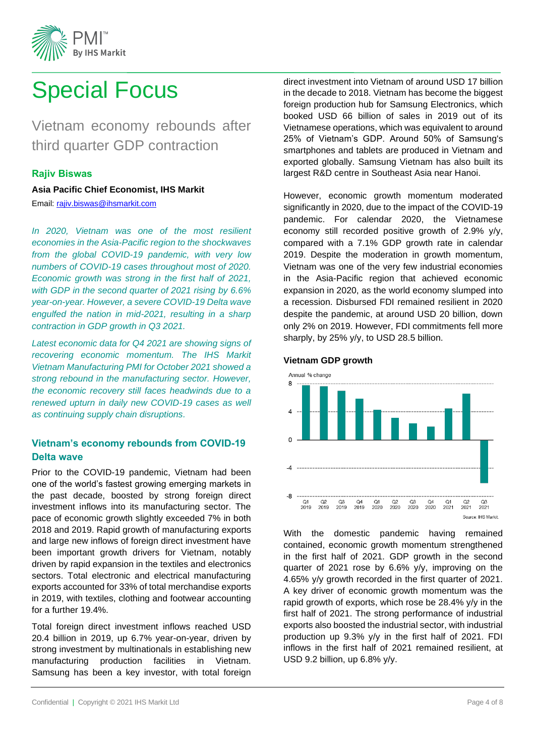# Special Focus

## Vietnam economy rebounds after third quarter GDP contraction

**Rajiv Biswas**

**Asia Pacific Chief Economist, IHS Markit**

Email: rajiv.biswas@ihsmarkit.com

*In 2020, Vietnam was one of the most resilient economies in the Asia-Pacific region to the shockwaves from the global COVID-19 pandemic, with very low numbers of COVID-19 cases throughout most of 2020. Economic growth was strong in the first half of 2021, with GDP in the second quarter of 2021 rising by 6.6% year-on-year. However, a severe COVID-19 Delta wave engulfed the nation in mid-2021, resulting in a sharp contraction in GDP growth in Q3 2021.*

*Latest economic data for Q4 2021 are showing signs of recovering economic momentum. The IHS Markit Vietnam Manufacturing PMI for October 2021 showed a strong rebound in the manufacturing sector. However, the economic recovery still faces headwinds due to a renewed upturn in daily new COVID-19 cases as well as continuing supply chain disruptions.*

### Vietnam's economy rebounds from COVID-19 Delta wave

Prior to the COVID-19 pandemic, Vietnam had been one of the world's fastest growing emerging markets in the past decade, boosted by strong foreign direct investment inflows into its manufacturing sector. The pace of economic growth slightly exceeded 7% in both 2018 and 2019. Rapid growth of manufacturing exports and large new inflows of foreign direct investment have been important growth drivers for Vietnam, notably driven by rapid expansion in the textiles and electronics sectors. Total electronic and electrical manufacturing exports accounted for 33% of total merchandise exports in 2019, with textiles, clothing and footwear accounting for a further 19.4%.

Total foreign direct investment inflows reached USD 20.4 billion in 2019, up 6.7% year-on-year, driven by strong investment by multinationals in establishing new manufacturing production facilities in Vietnam. Samsung has been a key investor, with total foreign direct investment into Vietnam of around USD 17 billion in the decade to 2018. Vietnam has become the biggest foreign production hub for Samsung Electronics, which booked USD 66 billion of sales in 2019 out of its Vietnamese operations, which was equivalent to around 25% of Vietnam's GDP. Around 50% of Samsung's smartphones and tablets are produced in Vietnam and exported globally. Samsung Vietnam has also built its largest R&D centre in Southeast Asia near Hanoi.

However, economic growth momentum moderated significantly in 2020, due to the impact of the COVID-19 pandemic. For calendar 2020, the Vietnamese economy still recorded positive growth of 2.9% y/y, compared with a 7.1% GDP growth rate in calendar 2019. Despite the moderation in growth momentum, Vietnam was one of the very few industrial economies in the Asia-Pacific region that achieved economic expansion in 2020, as the world economy slumped into a recession. Disbursed FDI remained resilient in 2020 despite the pandemic, at around USD 20 billion, down only 2% on 2019. However, FDI commitments fell more sharply, by 25% y/y, to USD 28.5 billion.

**Vietnam GDP growth**

Annual % change

| Quarter | Approx. value |
|---|---|
| Q1 2019 | ~7.9 |
| Q2 2019 | ~7.8 |
| Q3 2019 | ~7.2 |
| Q4 2019 | ~6.0 |
| Q1 2020 | ~4.4 |
| Q2 2020 | ~3.2 |
| Q3 2020 | ~2.4 |
| Q4 2020 | ~1.9 |
| Q1 2021 | ~4.6 |
| Q2 2021 | ~6.7 |
| Q3 2021 | ~-6.2 |

Source: IHS Markit.

With the domestic pandemic having remained contained, economic growth momentum strengthened in the first half of 2021. GDP growth in the second quarter of 2021 rose by 6.6% y/y, improving on the 4.65% y/y growth recorded in the first quarter of 2021. A key driver of economic growth momentum was the rapid growth of exports, which rose be 28.4% y/y in the first half of 2021. The strong performance of industrial exports also boosted the industrial sector, with industrial production up 9.3% y/y in the first half of 2021. FDI inflows in the first half of 2021 remained resilient, at USD 9.2 billion, up 6.8% y/y.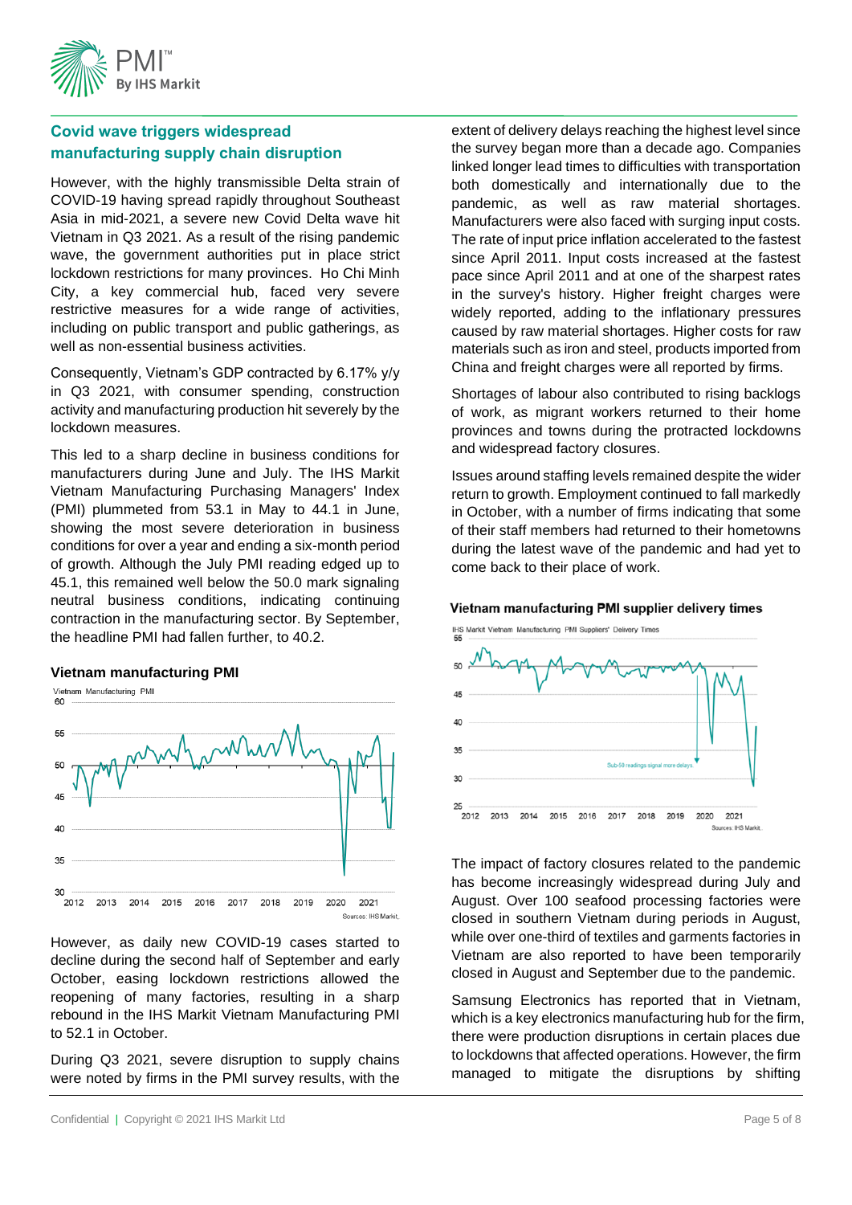## Covid wave triggers widespread manufacturing supply chain disruption

However, with the highly transmissible Delta strain of COVID-19 having spread rapidly throughout Southeast Asia in mid-2021, a severe new Covid Delta wave hit Vietnam in Q3 2021. As a result of the rising pandemic wave, the government authorities put in place strict lockdown restrictions for many provinces. Ho Chi Minh City, a key commercial hub, faced very severe restrictive measures for a wide range of activities, including on public transport and public gatherings, as well as non-essential business activities.

Consequently, Vietnam's GDP contracted by 6.17% y/y in Q3 2021, with consumer spending, construction activity and manufacturing production hit severely by the lockdown measures.

This led to a sharp decline in business conditions for manufacturers during June and July. The IHS Markit Vietnam Manufacturing Purchasing Managers' Index (PMI) plummeted from 53.1 in May to 44.1 in June, showing the most severe deterioration in business conditions for over a year and ending a six-month period of growth. Although the July PMI reading edged up to 45.1, this remained well below the 50.0 mark signaling neutral business conditions, indicating continuing contraction in the manufacturing sector. By September, the headline PMI had fallen further, to 40.2.

**Vietnam manufacturing PMI**

Sources: IHS Markit.

However, as daily new COVID-19 cases started to decline during the second half of September and early October, easing lockdown restrictions allowed the reopening of many factories, resulting in a sharp rebound in the IHS Markit Vietnam Manufacturing PMI to 52.1 in October.

During Q3 2021, severe disruption to supply chains were noted by firms in the PMI survey results, with the extent of delivery delays reaching the highest level since the survey began more than a decade ago. Companies linked longer lead times to difficulties with transportation both domestically and internationally due to the pandemic, as well as raw material shortages. Manufacturers were also faced with surging input costs. The rate of input price inflation accelerated to the fastest since April 2011. Input costs increased at the fastest pace since April 2011 and at one of the sharpest rates in the survey's history. Higher freight charges were widely reported, adding to the inflationary pressures caused by raw material shortages. Higher costs for raw materials such as iron and steel, products imported from China and freight charges were all reported by firms.

Shortages of labour also contributed to rising backlogs of work, as migrant workers returned to their home provinces and towns during the protracted lockdowns and widespread factory closures.

Issues around staffing levels remained despite the wider return to growth. Employment continued to fall markedly in October, with a number of firms indicating that some of their staff members had returned to their hometowns during the latest wave of the pandemic and had yet to come back to their place of work.

**Vietnam manufacturing PMI supplier delivery times**

Sources: IHS Markit.

The impact of factory closures related to the pandemic has become increasingly widespread during July and August. Over 100 seafood processing factories were closed in southern Vietnam during periods in August, while over one-third of textiles and garments factories in Vietnam are also reported to have been temporarily closed in August and September due to the pandemic.

Samsung Electronics has reported that in Vietnam, which is a key electronics manufacturing hub for the firm, there were production disruptions in certain places due to lockdowns that affected operations. However, the firm managed to mitigate the disruptions by shifting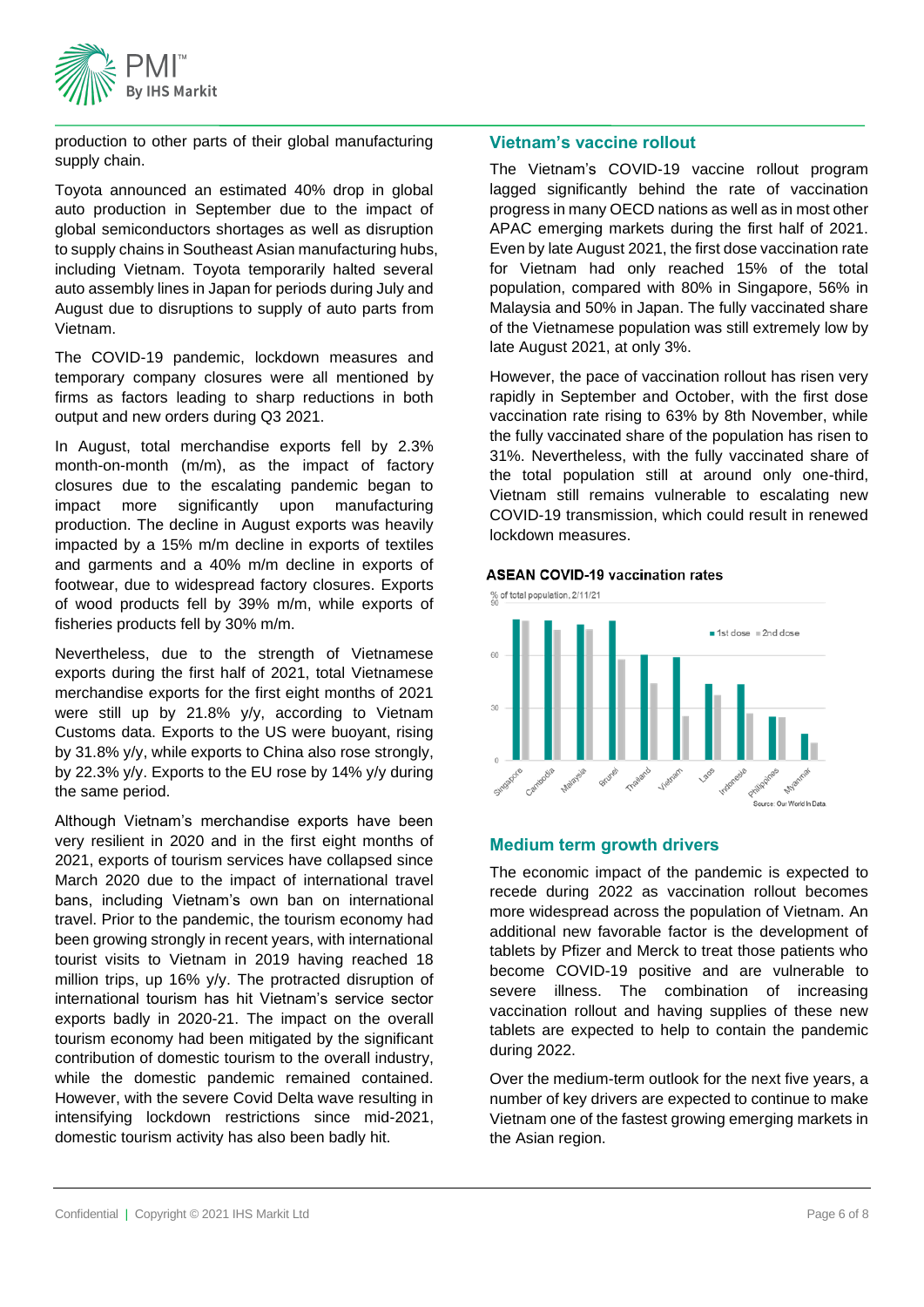production to other parts of their global manufacturing supply chain.

Toyota announced an estimated 40% drop in global auto production in September due to the impact of global semiconductors shortages as well as disruption to supply chains in Southeast Asian manufacturing hubs, including Vietnam. Toyota temporarily halted several auto assembly lines in Japan for periods during July and August due to disruptions to supply of auto parts from Vietnam.

The COVID-19 pandemic, lockdown measures and temporary company closures were all mentioned by firms as factors leading to sharp reductions in both output and new orders during Q3 2021.

In August, total merchandise exports fell by 2.3% month-on-month (m/m), as the impact of factory closures due to the escalating pandemic began to impact more significantly upon manufacturing production. The decline in August exports was heavily impacted by a 15% m/m decline in exports of textiles and garments and a 40% m/m decline in exports of footwear, due to widespread factory closures. Exports of wood products fell by 39% m/m, while exports of fisheries products fell by 30% m/m.

Nevertheless, due to the strength of Vietnamese exports during the first half of 2021, total Vietnamese merchandise exports for the first eight months of 2021 were still up by 21.8% y/y, according to Vietnam Customs data. Exports to the US were buoyant, rising by 31.8% y/y, while exports to China also rose strongly, by 22.3% y/y. Exports to the EU rose by 14% y/y during the same period.

Although Vietnam's merchandise exports have been very resilient in 2020 and in the first eight months of 2021, exports of tourism services have collapsed since March 2020 due to the impact of international travel bans, including Vietnam's own ban on international travel. Prior to the pandemic, the tourism economy had been growing strongly in recent years, with international tourist visits to Vietnam in 2019 having reached 18 million trips, up 16% y/y. The protracted disruption of international tourism has hit Vietnam's service sector exports badly in 2020-21. The impact on the overall tourism economy had been mitigated by the significant contribution of domestic tourism to the overall industry, while the domestic pandemic remained contained. However, with the severe Covid Delta wave resulting in intensifying lockdown restrictions since mid-2021, domestic tourism activity has also been badly hit.

## Vietnam's vaccine rollout

The Vietnam's COVID-19 vaccine rollout program lagged significantly behind the rate of vaccination progress in many OECD nations as well as in most other APAC emerging markets during the first half of 2021. Even by late August 2021, the first dose vaccination rate for Vietnam had only reached 15% of the total population, compared with 80% in Singapore, 56% in Malaysia and 50% in Japan. The fully vaccinated share of the Vietnamese population was still extremely low by late August 2021, at only 3%.

However, the pace of vaccination rollout has risen very rapidly in September and October, with the first dose vaccination rate rising to 63% by 8th November, while the fully vaccinated share of the population has risen to 31%. Nevertheless, with the fully vaccinated share of the total population still at around only one-third, Vietnam still remains vulnerable to escalating new COVID-19 transmission, which could result in renewed lockdown measures.

**ASEAN COVID-19 vaccination rates**

% of total population, 2/11/21

Source: Our World In Data.

## Medium term growth drivers

The economic impact of the pandemic is expected to recede during 2022 as vaccination rollout becomes more widespread across the population of Vietnam. An additional new favorable factor is the development of tablets by Pfizer and Merck to treat those patients who become COVID-19 positive and are vulnerable to severe illness. The combination of increasing vaccination rollout and having supplies of these new tablets are expected to help to contain the pandemic during 2022.

Over the medium-term outlook for the next five years, a number of key drivers are expected to continue to make Vietnam one of the fastest growing emerging markets in the Asian region.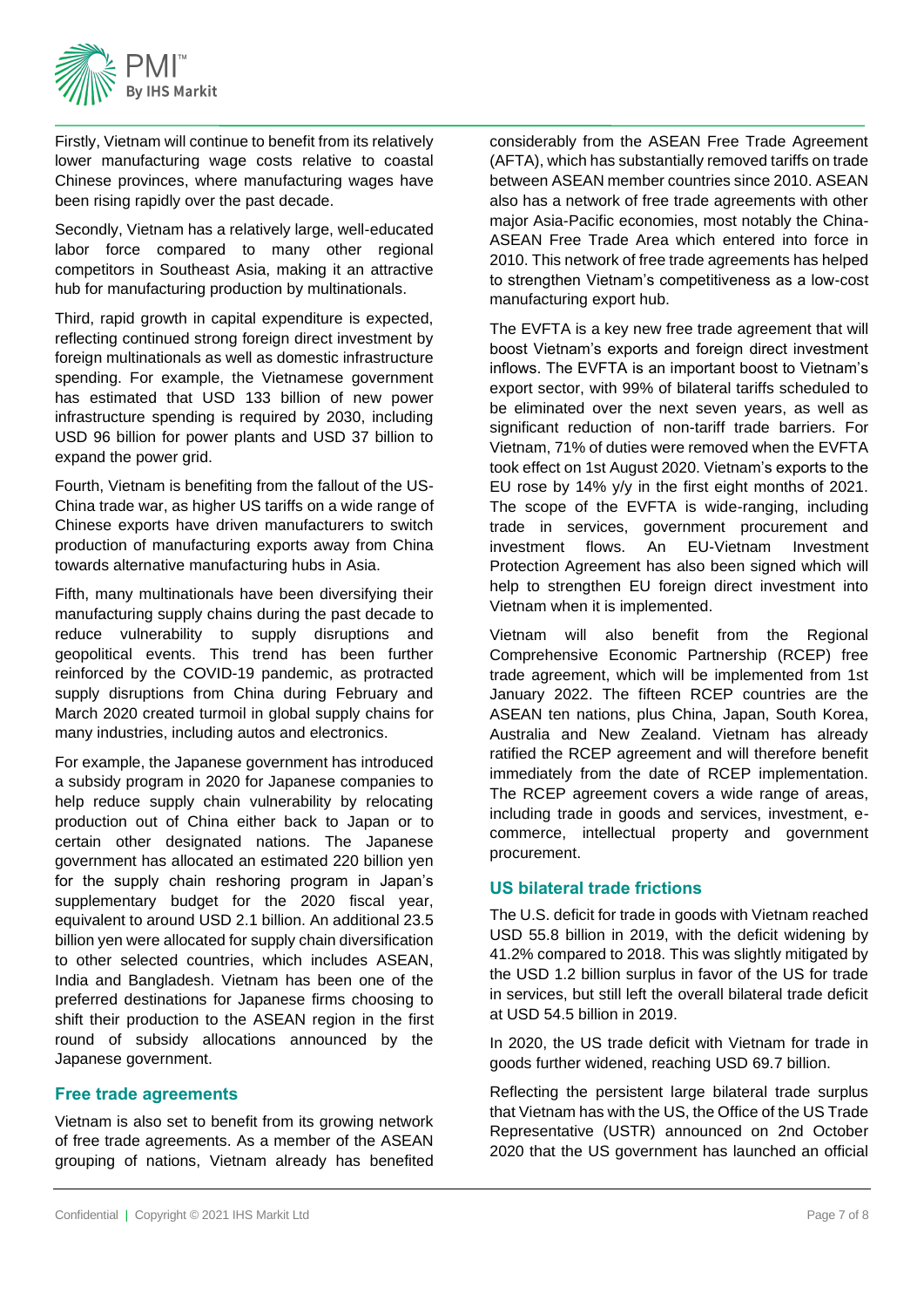Firstly, Vietnam will continue to benefit from its relatively lower manufacturing wage costs relative to coastal Chinese provinces, where manufacturing wages have been rising rapidly over the past decade.

Secondly, Vietnam has a relatively large, well-educated labor force compared to many other regional competitors in Southeast Asia, making it an attractive hub for manufacturing production by multinationals.

Third, rapid growth in capital expenditure is expected, reflecting continued strong foreign direct investment by foreign multinationals as well as domestic infrastructure spending. For example, the Vietnamese government has estimated that USD 133 billion of new power infrastructure spending is required by 2030, including USD 96 billion for power plants and USD 37 billion to expand the power grid.

Fourth, Vietnam is benefiting from the fallout of the US-China trade war, as higher US tariffs on a wide range of Chinese exports have driven manufacturers to switch production of manufacturing exports away from China towards alternative manufacturing hubs in Asia.

Fifth, many multinationals have been diversifying their manufacturing supply chains during the past decade to reduce vulnerability to supply disruptions and geopolitical events. This trend has been further reinforced by the COVID-19 pandemic, as protracted supply disruptions from China during February and March 2020 created turmoil in global supply chains for many industries, including autos and electronics.

For example, the Japanese government has introduced a subsidy program in 2020 for Japanese companies to help reduce supply chain vulnerability by relocating production out of China either back to Japan or to certain other designated nations. The Japanese government has allocated an estimated 220 billion yen for the supply chain reshoring program in Japan's supplementary budget for the 2020 fiscal year, equivalent to around USD 2.1 billion. An additional 23.5 billion yen were allocated for supply chain diversification to other selected countries, which includes ASEAN, India and Bangladesh. Vietnam has been one of the preferred destinations for Japanese firms choosing to shift their production to the ASEAN region in the first round of subsidy allocations announced by the Japanese government.

## Free trade agreements

Vietnam is also set to benefit from its growing network of free trade agreements. As a member of the ASEAN grouping of nations, Vietnam already has benefited considerably from the ASEAN Free Trade Agreement (AFTA), which has substantially removed tariffs on trade between ASEAN member countries since 2010. ASEAN also has a network of free trade agreements with other major Asia-Pacific economies, most notably the China-ASEAN Free Trade Area which entered into force in 2010. This network of free trade agreements has helped to strengthen Vietnam's competitiveness as a low-cost manufacturing export hub.

The EVFTA is a key new free trade agreement that will boost Vietnam's exports and foreign direct investment inflows. The EVFTA is an important boost to Vietnam's export sector, with 99% of bilateral tariffs scheduled to be eliminated over the next seven years, as well as significant reduction of non-tariff trade barriers. For Vietnam, 71% of duties were removed when the EVFTA took effect on 1st August 2020. Vietnam's exports to the EU rose by 14% y/y in the first eight months of 2021. The scope of the EVFTA is wide-ranging, including trade in services, government procurement and investment flows. An EU-Vietnam Investment Protection Agreement has also been signed which will help to strengthen EU foreign direct investment into Vietnam when it is implemented.

Vietnam will also benefit from the Regional Comprehensive Economic Partnership (RCEP) free trade agreement, which will be implemented from 1st January 2022. The fifteen RCEP countries are the ASEAN ten nations, plus China, Japan, South Korea, Australia and New Zealand. Vietnam has already ratified the RCEP agreement and will therefore benefit immediately from the date of RCEP implementation. The RCEP agreement covers a wide range of areas, including trade in goods and services, investment, e-commerce, intellectual property and government procurement.

## US bilateral trade frictions

The U.S. deficit for trade in goods with Vietnam reached USD 55.8 billion in 2019, with the deficit widening by 41.2% compared to 2018. This was slightly mitigated by the USD 1.2 billion surplus in favor of the US for trade in services, but still left the overall bilateral trade deficit at USD 54.5 billion in 2019.

In 2020, the US trade deficit with Vietnam for trade in goods further widened, reaching USD 69.7 billion.

Reflecting the persistent large bilateral trade surplus that Vietnam has with the US, the Office of the US Trade Representative (USTR) announced on 2nd October 2020 that the US government has launched an official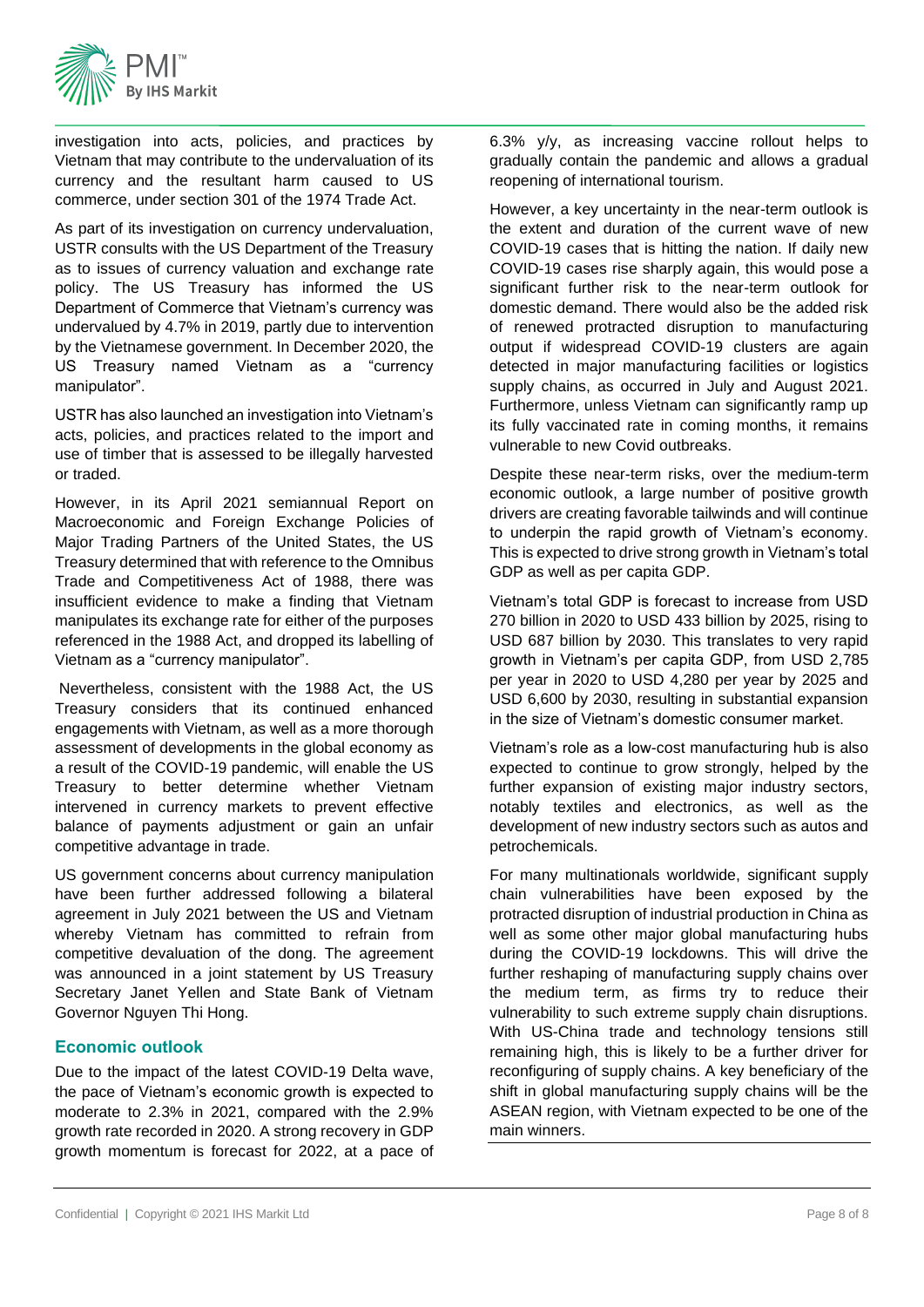investigation into acts, policies, and practices by Vietnam that may contribute to the undervaluation of its currency and the resultant harm caused to US commerce, under section 301 of the 1974 Trade Act.

As part of its investigation on currency undervaluation, USTR consults with the US Department of the Treasury as to issues of currency valuation and exchange rate policy. The US Treasury has informed the US Department of Commerce that Vietnam's currency was undervalued by 4.7% in 2019, partly due to intervention by the Vietnamese government. In December 2020, the US Treasury named Vietnam as a "currency manipulator".

USTR has also launched an investigation into Vietnam's acts, policies, and practices related to the import and use of timber that is assessed to be illegally harvested or traded.

However, in its April 2021 semiannual Report on Macroeconomic and Foreign Exchange Policies of Major Trading Partners of the United States, the US Treasury determined that with reference to the Omnibus Trade and Competitiveness Act of 1988, there was insufficient evidence to make a finding that Vietnam manipulates its exchange rate for either of the purposes referenced in the 1988 Act, and dropped its labelling of Vietnam as a "currency manipulator".

Nevertheless, consistent with the 1988 Act, the US Treasury considers that its continued enhanced engagements with Vietnam, as well as a more thorough assessment of developments in the global economy as a result of the COVID-19 pandemic, will enable the US Treasury to better determine whether Vietnam intervened in currency markets to prevent effective balance of payments adjustment or gain an unfair competitive advantage in trade.

US government concerns about currency manipulation have been further addressed following a bilateral agreement in July 2021 between the US and Vietnam whereby Vietnam has committed to refrain from competitive devaluation of the dong. The agreement was announced in a joint statement by US Treasury Secretary Janet Yellen and State Bank of Vietnam Governor Nguyen Thi Hong.

## Economic outlook

Due to the impact of the latest COVID-19 Delta wave, the pace of Vietnam's economic growth is expected to moderate to 2.3% in 2021, compared with the 2.9% growth rate recorded in 2020. A strong recovery in GDP growth momentum is forecast for 2022, at a pace of 6.3% y/y, as increasing vaccine rollout helps to gradually contain the pandemic and allows a gradual reopening of international tourism.

However, a key uncertainty in the near-term outlook is the extent and duration of the current wave of new COVID-19 cases that is hitting the nation. If daily new COVID-19 cases rise sharply again, this would pose a significant further risk to the near-term outlook for domestic demand. There would also be the added risk of renewed protracted disruption to manufacturing output if widespread COVID-19 clusters are again detected in major manufacturing facilities or logistics supply chains, as occurred in July and August 2021. Furthermore, unless Vietnam can significantly ramp up its fully vaccinated rate in coming months, it remains vulnerable to new Covid outbreaks.

Despite these near-term risks, over the medium-term economic outlook, a large number of positive growth drivers are creating favorable tailwinds and will continue to underpin the rapid growth of Vietnam's economy. This is expected to drive strong growth in Vietnam's total GDP as well as per capita GDP.

Vietnam's total GDP is forecast to increase from USD 270 billion in 2020 to USD 433 billion by 2025, rising to USD 687 billion by 2030. This translates to very rapid growth in Vietnam's per capita GDP, from USD 2,785 per year in 2020 to USD 4,280 per year by 2025 and USD 6,600 by 2030, resulting in substantial expansion in the size of Vietnam's domestic consumer market.

Vietnam's role as a low-cost manufacturing hub is also expected to continue to grow strongly, helped by the further expansion of existing major industry sectors, notably textiles and electronics, as well as the development of new industry sectors such as autos and petrochemicals.

For many multinationals worldwide, significant supply chain vulnerabilities have been exposed by the protracted disruption of industrial production in China as well as some other major global manufacturing hubs during the COVID-19 lockdowns. This will drive the further reshaping of manufacturing supply chains over the medium term, as firms try to reduce their vulnerability to such extreme supply chain disruptions. With US-China trade and technology tensions still remaining high, this is likely to be a further driver for reconfiguring of supply chains. A key beneficiary of the shift in global manufacturing supply chains will be the ASEAN region, with Vietnam expected to be one of the main winners.